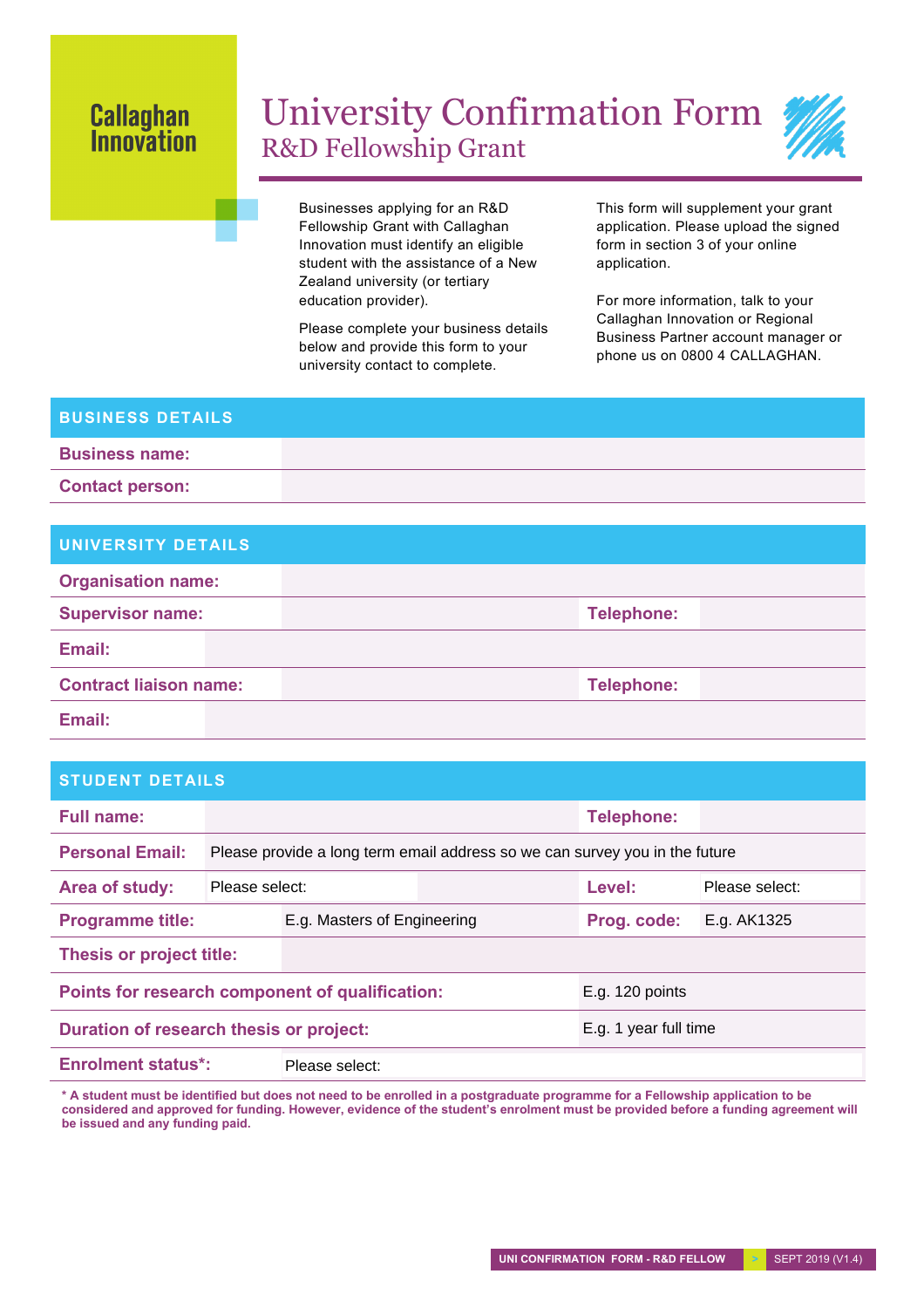Callaghan Innovation

# University Confirmation Form

## R&D Fellowship Grant

Businesses applying for an R&D Fellowship Grant with Callaghan Innovation must identify an eligible student with the assistance of a New Zealand university (or tertiary education provider).

Please complete your business details below and provide this form to your university contact to complete.

This form will supplement your grant application. Please upload the signed form in section 3 of your online application.

For more information, talk to your Callaghan Innovation or Regional Business Partner account manager or phone us on 0800 4 CALLAGHAN.

### BUSINESS DETAILS

| | |
|---|---|
| **Business name:** | |
| **Contact person:** | |

### UNIVERSITY DETAILS

| | | | |
|---|---|---|---|
| **Organisation name:** | | | |
| **Supervisor name:** | | **Telephone:** | |
| **Email:** | | | |
| **Contract liaison name:** | | **Telephone:** | |
| **Email:** | | | |

### STUDENT DETAILS

| | | | |
|---|---|---|---|
| **Full name:** | | **Telephone:** | |
| **Personal Email:** | Please provide a long term email address so we can survey you in the future | | |
| **Area of study:** | Please select: | **Level:** | Please select: |
| **Programme title:** | E.g. Masters of Engineering | **Prog. code:** | E.g. AK1325 |
| **Thesis or project title:** | | | |
| **Points for research component of qualification:** | | E.g. 120 points | |
| **Duration of research thesis or project:** | | E.g. 1 year full time | |
| **Enrolment status*:** | Please select: | | |

**\* A student must be identified but does not need to be enrolled in a postgraduate programme for a Fellowship application to be considered and approved for funding. However, evidence of the student's enrolment must be provided before a funding agreement will be issued and any funding paid.**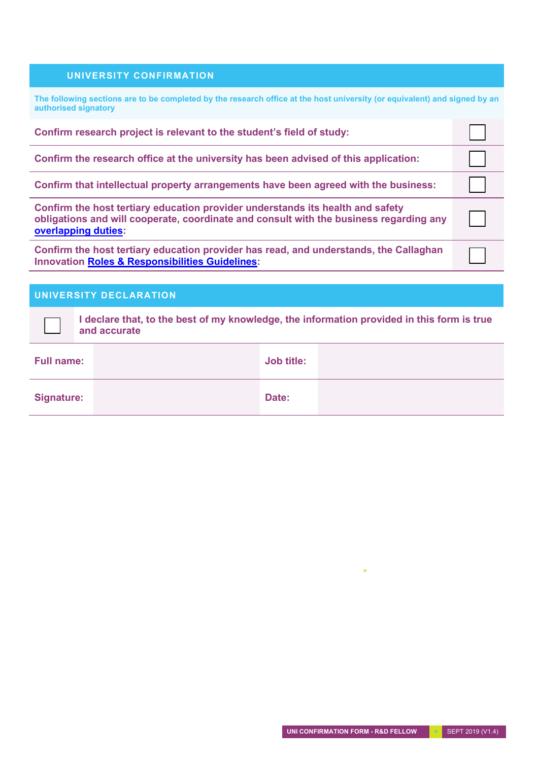## UNIVERSITY CONFIRMATION

The following sections are to be completed by the research office at the host university (or equivalent) and signed by an authorised signatory

| | |
|---|---|
| **Confirm research project is relevant to the student's field of study:** | ☐ |
| **Confirm the research office at the university has been advised of this application:** | ☐ |
| **Confirm that intellectual property arrangements have been agreed with the business:** | ☐ |
| **Confirm the host tertiary education provider understands its health and safety obligations and will cooperate, coordinate and consult with the business regarding any overlapping duties:** | ☐ |
| **Confirm the host tertiary education provider has read, and understands, the Callaghan Innovation Roles & Responsibilities Guidelines:** | ☐ |

## UNIVERSITY DECLARATION

☐ **I declare that, to the best of my knowledge, the information provided in this form is true and accurate**

| | | | |
|---|---|---|---|
| **Full name:** | | **Job title:** | |
| **Signature:** | | **Date:** | |